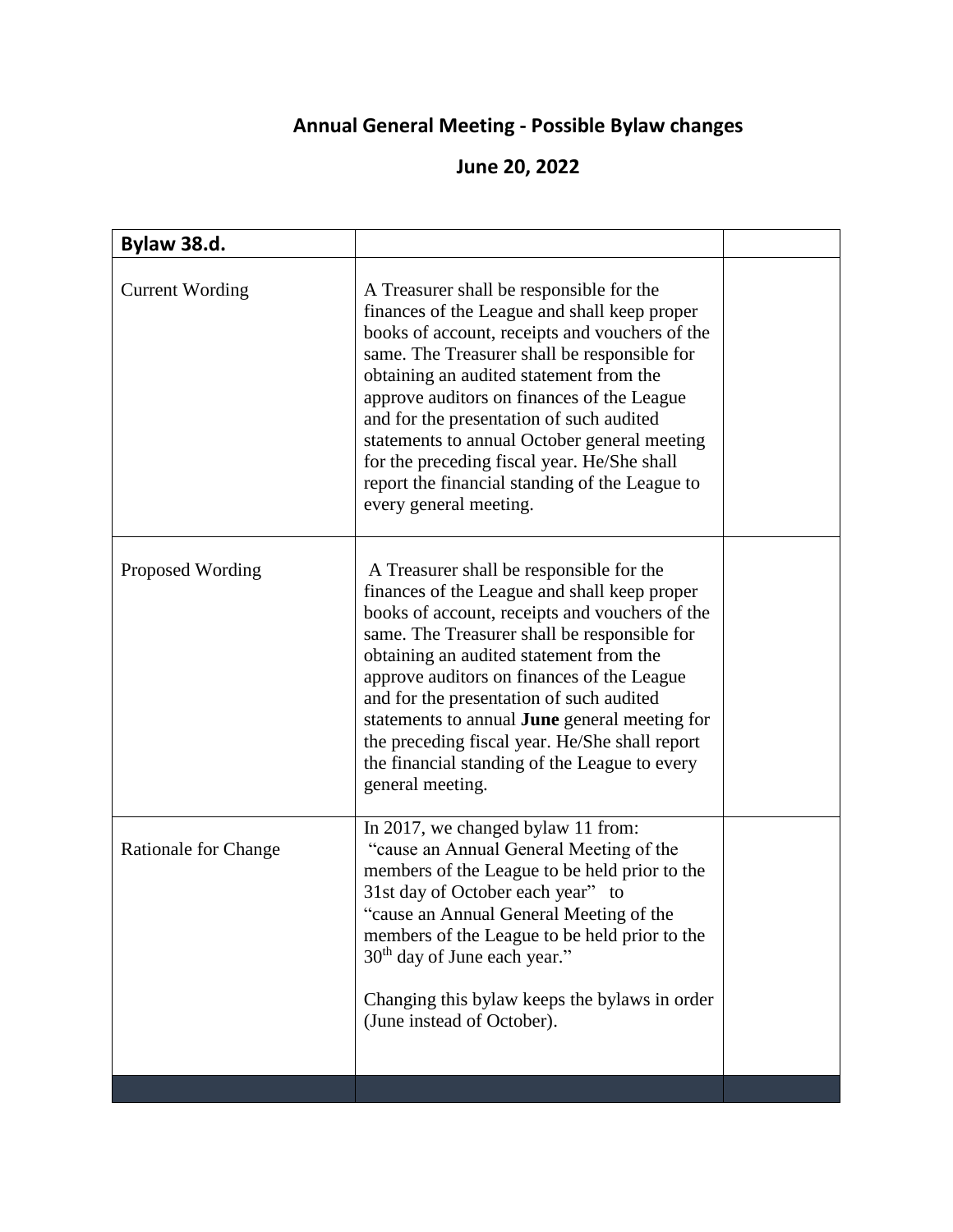# Annual General Meeting - Possible Bylaw changes

## June 20, 2022

| **Bylaw 38.d.** | | |
|---|---|---|
| Current Wording | A Treasurer shall be responsible for the finances of the League and shall keep proper books of account, receipts and vouchers of the same. The Treasurer shall be responsible for obtaining an audited statement from the approve auditors on finances of the League and for the presentation of such audited statements to annual October general meeting for the preceding fiscal year. He/She shall report the financial standing of the League to every general meeting. | |
| Proposed Wording | A Treasurer shall be responsible for the finances of the League and shall keep proper books of account, receipts and vouchers of the same. The Treasurer shall be responsible for obtaining an audited statement from the approve auditors on finances of the League and for the presentation of such audited statements to annual **June** general meeting for the preceding fiscal year. He/She shall report the financial standing of the League to every general meeting. | |
| Rationale for Change | In 2017, we changed bylaw 11 from: "cause an Annual General Meeting of the members of the League to be held prior to the 31st day of October each year" to "cause an Annual General Meeting of the members of the League to be held prior to the 30th day of June each year."<br><br>Changing this bylaw keeps the bylaws in order (June instead of October). | |
| | | |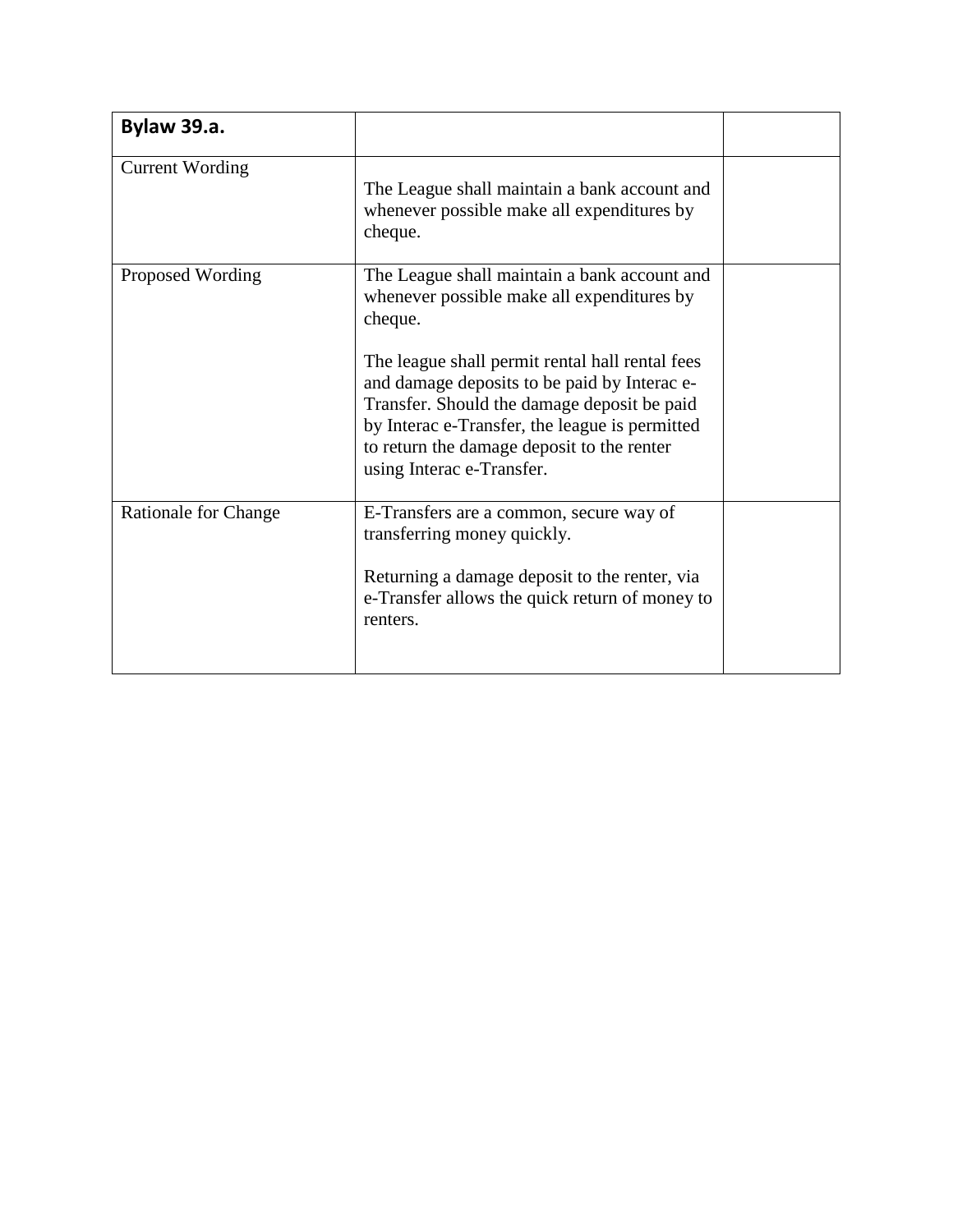| **Bylaw 39.a.** | | |
|---|---|---|
| Current Wording | The League shall maintain a bank account and whenever possible make all expenditures by cheque. | |
| Proposed Wording | The League shall maintain a bank account and whenever possible make all expenditures by cheque.<br><br>The league shall permit rental hall rental fees and damage deposits to be paid by Interac e-Transfer. Should the damage deposit be paid by Interac e-Transfer, the league is permitted to return the damage deposit to the renter using Interac e-Transfer. | |
| Rationale for Change | E-Transfers are a common, secure way of transferring money quickly.<br><br>Returning a damage deposit to the renter, via e-Transfer allows the quick return of money to renters. | |